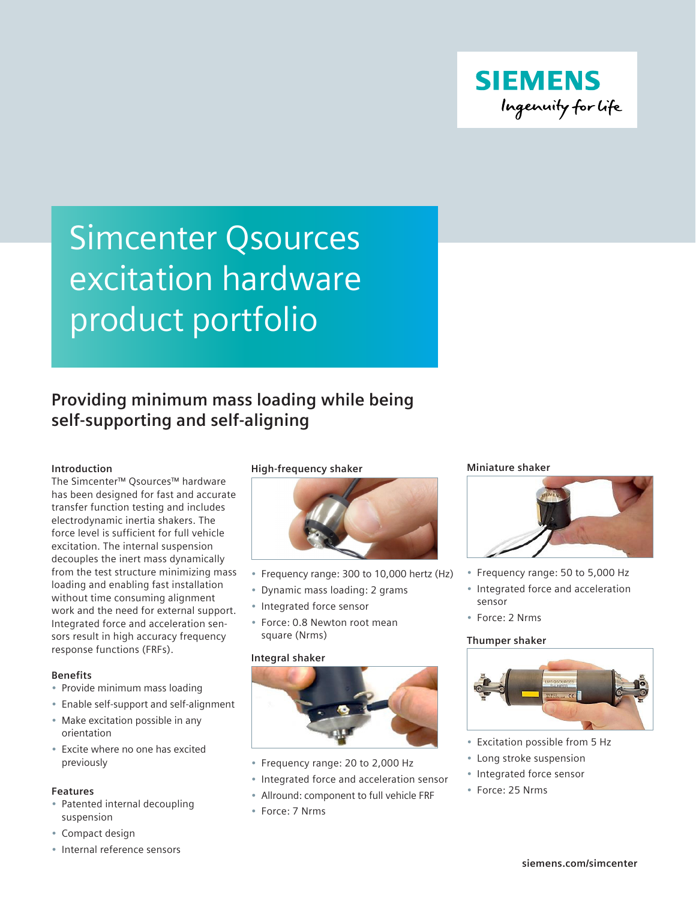SIEMENS

Ingenuity for life

# Simcenter Qsources excitation hardware product portfolio

## Providing minimum mass loading while being self-supporting and self-aligning

### Introduction

The Simcenter™ Qsources™ hardware has been designed for fast and accurate transfer function testing and includes electrodynamic inertia shakers. The force level is sufficient for full vehicle excitation. The internal suspension decouples the inert mass dynamically from the test structure minimizing mass loading and enabling fast installation without time consuming alignment work and the need for external support. Integrated force and acceleration sensors result in high accuracy frequency response functions (FRFs).

### Benefits

- Provide minimum mass loading
- Enable self-support and self-alignment
- Make excitation possible in any orientation
- Excite where no one has excited previously

### Features

- Patented internal decoupling suspension
- Compact design
- Internal reference sensors

### High-frequency shaker

- Frequency range: 300 to 10,000 hertz (Hz)
- Dynamic mass loading: 2 grams
- Integrated force sensor
- Force: 0.8 Newton root mean square (Nrms)

### Integral shaker

- Frequency range: 20 to 2,000 Hz
- Integrated force and acceleration sensor
- Allround: component to full vehicle FRF
- Force: 7 Nrms

### Miniature shaker

- Frequency range: 50 to 5,000 Hz
- Integrated force and acceleration sensor
- Force: 2 Nrms

### Thumper shaker

- Excitation possible from 5 Hz
- Long stroke suspension
- Integrated force sensor
- Force: 25 Nrms

siemens.com/simcenter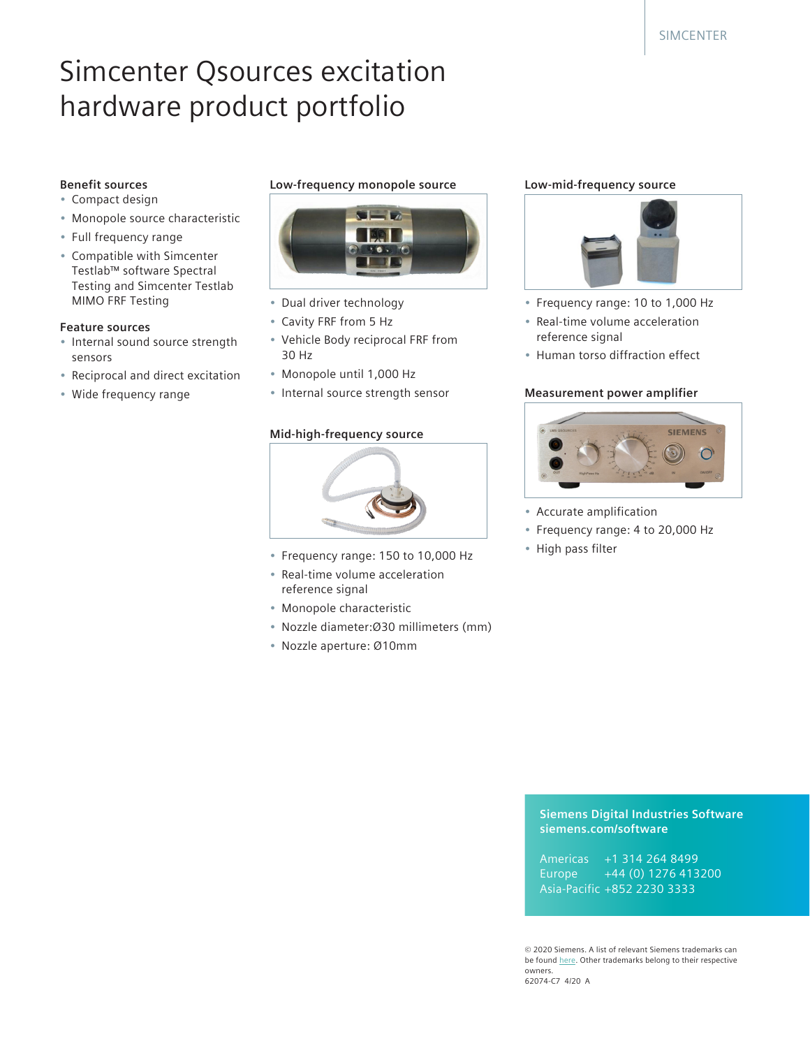# Simcenter Qsources excitation hardware product portfolio

**Benefit sources**

- Compact design
- Monopole source characteristic
- Full frequency range
- Compatible with Simcenter Testlab™ software Spectral Testing and Simcenter Testlab MIMO FRF Testing

**Feature sources**

- Internal sound source strength sensors
- Reciprocal and direct excitation
- Wide frequency range

**Low-frequency monopole source**

- Dual driver technology
- Cavity FRF from 5 Hz
- Vehicle Body reciprocal FRF from 30 Hz
- Monopole until 1,000 Hz
- Internal source strength sensor

**Mid-high-frequency source**

- Frequency range: 150 to 10,000 Hz
- Real-time volume acceleration reference signal
- Monopole characteristic
- Nozzle diameter:Ø30 millimeters (mm)
- Nozzle aperture: Ø10mm

**Low-mid-frequency source**

- Frequency range: 10 to 1,000 Hz
- Real-time volume acceleration reference signal
- Human torso diffraction effect

**Measurement power amplifier**

- Accurate amplification
- Frequency range: 4 to 20,000 Hz
- High pass filter

**Siemens Digital Industries Software**
**siemens.com/software**

Americas +1 314 264 8499
Europe +44 (0) 1276 413200
Asia-Pacific +852 2230 3333

© 2020 Siemens. A list of relevant Siemens trademarks can be found here. Other trademarks belong to their respective owners.
62074-C7 4/20 A